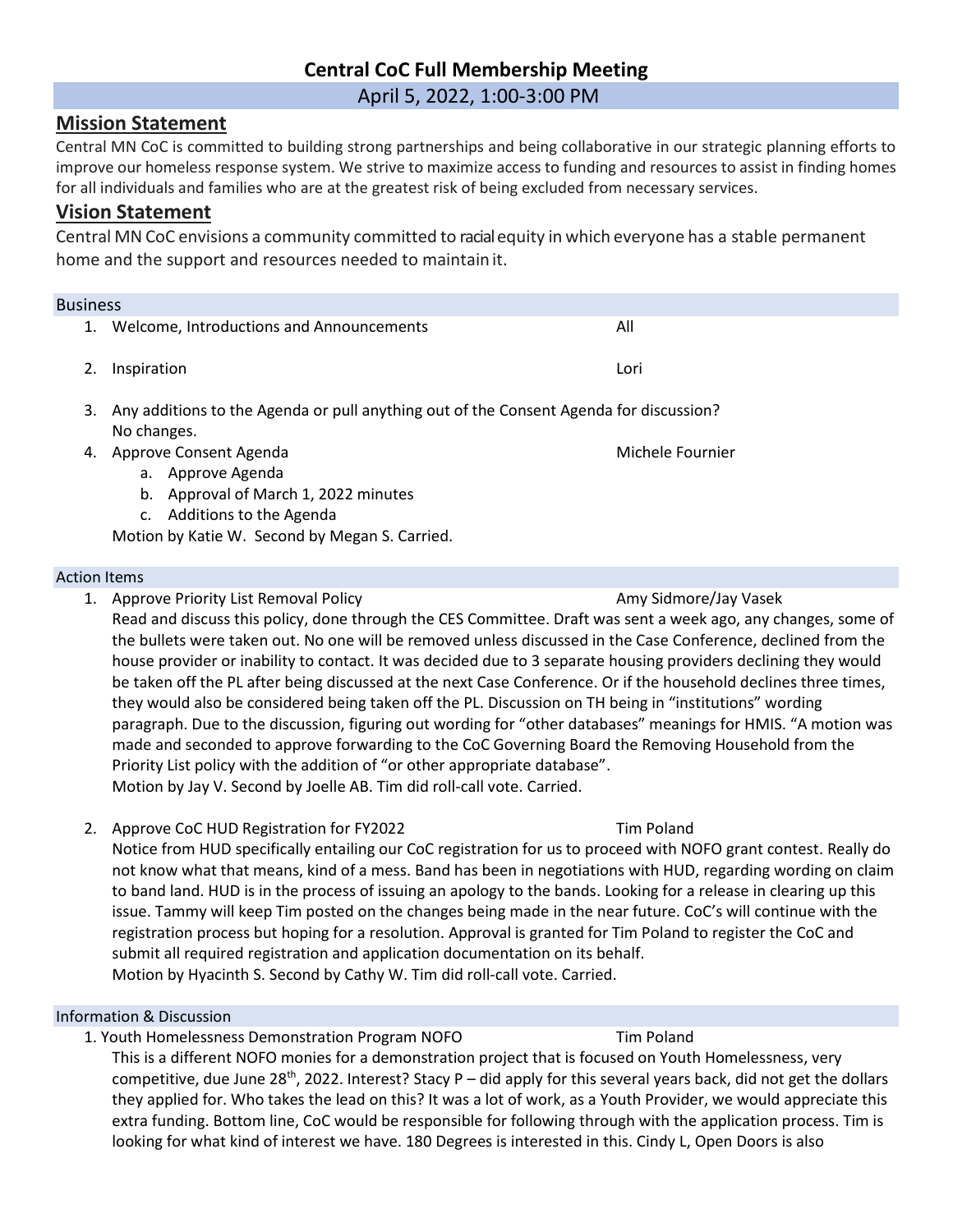# Central CoC Full Membership Meeting

April 5, 2022, 1:00-3:00 PM

## Mission Statement

Central MN CoC is committed to building strong partnerships and being collaborative in our strategic planning efforts to improve our homeless response system. We strive to maximize access to funding and resources to assist in finding homes for all individuals and families who are at the greatest risk of being excluded from necessary services.

## Vision Statement

Central MN CoC envisions a community committed to racial equity in which everyone has a stable permanent home and the support and resources needed to maintain it.

### Business

1. Welcome, Introductions and Announcements — All
2. Inspiration — Lori
3. Any additions to the Agenda or pull anything out of the Consent Agenda for discussion?
   No changes.
4. Approve Consent Agenda — Michele Fournier
   a. Approve Agenda
   b. Approval of March 1, 2022 minutes
   c. Additions to the Agenda

   Motion by Katie W. Second by Megan S. Carried.

### Action Items

1. Approve Priority List Removal Policy — Amy Sidmore/Jay Vasek

   Read and discuss this policy, done through the CES Committee. Draft was sent a week ago, any changes, some of the bullets were taken out. No one will be removed unless discussed in the Case Conference, declined from the house provider or inability to contact. It was decided due to 3 separate housing providers declining they would be taken off the PL after being discussed at the next Case Conference. Or if the household declines three times, they would also be considered being taken off the PL. Discussion on TH being in "institutions" wording paragraph. Due to the discussion, figuring out wording for "other databases" meanings for HMIS. "A motion was made and seconded to approve forwarding to the CoC Governing Board the Removing Household from the Priority List policy with the addition of "or other appropriate database".
   Motion by Jay V. Second by Joelle AB. Tim did roll-call vote. Carried.

2. Approve CoC HUD Registration for FY2022 — Tim Poland

   Notice from HUD specifically entailing our CoC registration for us to proceed with NOFO grant contest. Really do not know what that means, kind of a mess. Band has been in negotiations with HUD, regarding wording on claim to band land. HUD is in the process of issuing an apology to the bands. Looking for a release in clearing up this issue. Tammy will keep Tim posted on the changes being made in the near future. CoC's will continue with the registration process but hoping for a resolution. Approval is granted for Tim Poland to register the CoC and submit all required registration and application documentation on its behalf.
   Motion by Hyacinth S. Second by Cathy W. Tim did roll-call vote. Carried.

### Information & Discussion

1. Youth Homelessness Demonstration Program NOFO — Tim Poland

   This is a different NOFO monies for a demonstration project that is focused on Youth Homelessness, very competitive, due June 28th, 2022. Interest? Stacy P – did apply for this several years back, did not get the dollars they applied for. Who takes the lead on this? It was a lot of work, as a Youth Provider, we would appreciate this extra funding. Bottom line, CoC would be responsible for following through with the application process. Tim is looking for what kind of interest we have. 180 Degrees is interested in this. Cindy L, Open Doors is also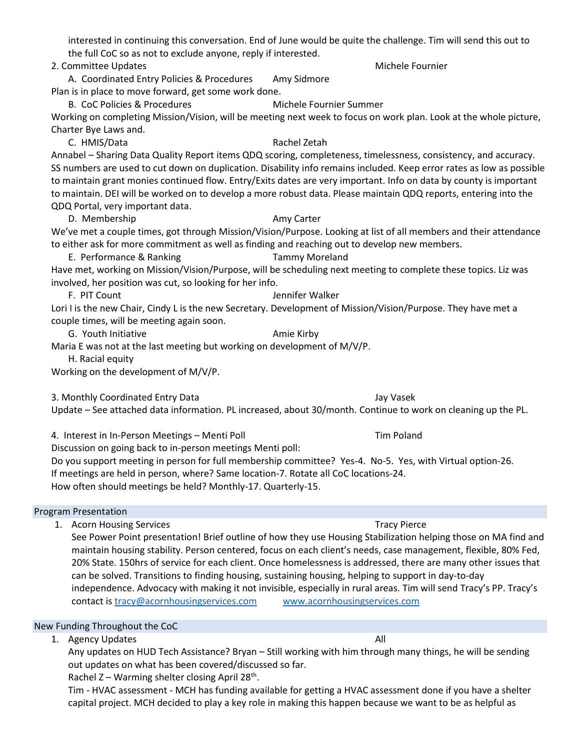interested in continuing this conversation. End of June would be quite the challenge. Tim will send this out to the full CoC so as not to exclude anyone, reply if interested.

2. Committee Updates — Michele Fournier

A. Coordinated Entry Policies & Procedures — Amy Sidmore

Plan is in place to move forward, get some work done.

B. CoC Policies & Procedures — Michele Fournier Summer

Working on completing Mission/Vision, will be meeting next week to focus on work plan. Look at the whole picture, Charter Bye Laws and.

C. HMIS/Data — Rachel Zetah

Annabel – Sharing Data Quality Report items QDQ scoring, completeness, timelessness, consistency, and accuracy. SS numbers are used to cut down on duplication. Disability info remains included. Keep error rates as low as possible to maintain grant monies continued flow. Entry/Exits dates are very important. Info on data by county is important to maintain. DEI will be worked on to develop a more robust data. Please maintain QDQ reports, entering into the QDQ Portal, very important data.

D. Membership — Amy Carter

We've met a couple times, got through Mission/Vision/Purpose. Looking at list of all members and their attendance to either ask for more commitment as well as finding and reaching out to develop new members.

E. Performance & Ranking — Tammy Moreland

Have met, working on Mission/Vision/Purpose, will be scheduling next meeting to complete these topics. Liz was involved, her position was cut, so looking for her info.

F. PIT Count — Jennifer Walker

Lori I is the new Chair, Cindy L is the new Secretary. Development of Mission/Vision/Purpose. They have met a couple times, will be meeting again soon.

G. Youth Initiative — Amie Kirby

Maria E was not at the last meeting but working on development of M/V/P.

H. Racial equity

Working on the development of M/V/P.

3. Monthly Coordinated Entry Data — Jay Vasek

Update – See attached data information. PL increased, about 30/month. Continue to work on cleaning up the PL.

4. Interest in In-Person Meetings – Menti Poll — Tim Poland

Discussion on going back to in-person meetings Menti poll:
Do you support meeting in person for full membership committee? Yes-4. No-5. Yes, with Virtual option-26.
If meetings are held in person, where? Same location-7. Rotate all CoC locations-24.
How often should meetings be held? Monthly-17. Quarterly-15.

## Program Presentation

1. Acorn Housing Services — Tracy Pierce

   See Power Point presentation! Brief outline of how they use Housing Stabilization helping those on MA find and maintain housing stability. Person centered, focus on each client's needs, case management, flexible, 80% Fed, 20% State. 150hrs of service for each client. Once homelessness is addressed, there are many other issues that can be solved. Transitions to finding housing, sustaining housing, helping to support in day-to-day independence. Advocacy with making it not invisible, especially in rural areas. Tim will send Tracy's PP. Tracy's contact is tracy@acornhousingservices.com www.acornhousingservices.com

## New Funding Throughout the CoC

1. Agency Updates — All

   Any updates on HUD Tech Assistance? Bryan – Still working with him through many things, he will be sending out updates on what has been covered/discussed so far.

   Rachel Z – Warming shelter closing April 28th.

   Tim - HVAC assessment - MCH has funding available for getting a HVAC assessment done if you have a shelter capital project. MCH decided to play a key role in making this happen because we want to be as helpful as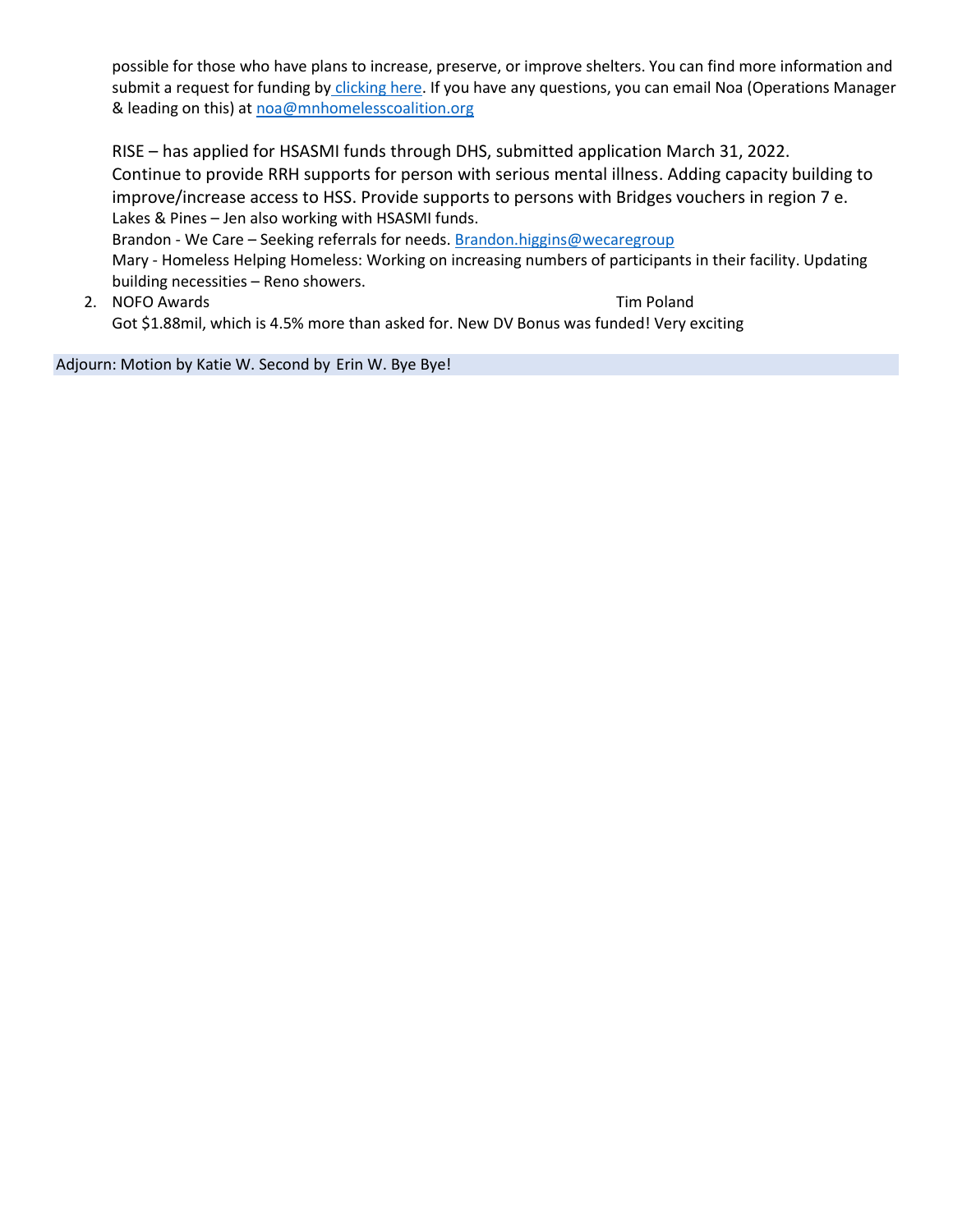possible for those who have plans to increase, preserve, or improve shelters. You can find more information and submit a request for funding by clicking here. If you have any questions, you can email Noa (Operations Manager & leading on this) at noa@mnhomelesscoalition.org

RISE – has applied for HSASMI funds through DHS, submitted application March 31, 2022. Continue to provide RRH supports for person with serious mental illness. Adding capacity building to improve/increase access to HSS. Provide supports to persons with Bridges vouchers in region 7 e.
Lakes & Pines – Jen also working with HSASMI funds.
Brandon - We Care – Seeking referrals for needs. Brandon.higgins@wecaregroup
Mary - Homeless Helping Homeless: Working on increasing numbers of participants in their facility. Updating building necessities – Reno showers.

2. NOFO Awards — Tim Poland
   Got $1.88mil, which is 4.5% more than asked for. New DV Bonus was funded! Very exciting

Adjourn: Motion by Katie W. Second by Erin W. Bye Bye!